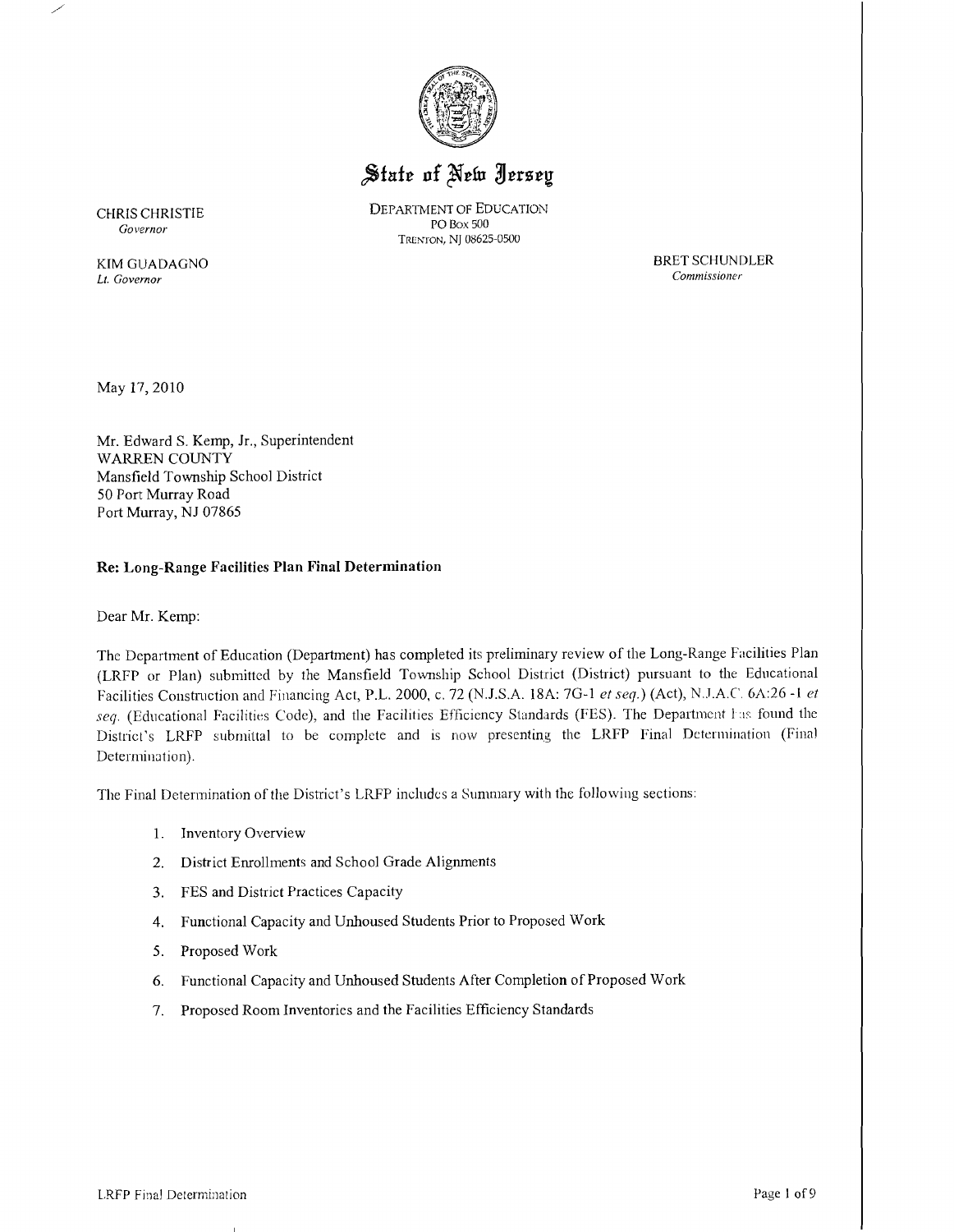# State of New Jersey

DEPARTMENT OF EDUCATION
PO Box 500
TRENTON, NJ 08625-0500

CHRIS CHRISTIE
*Governor*

KIM GUADAGNO
*Lt. Governor*

BRET SCHUNDLER
*Commissioner*

May 17, 2010

Mr. Edward S. Kemp, Jr., Superintendent
WARREN COUNTY
Mansfield Township School District
50 Port Murray Road
Port Murray, NJ 07865

**Re: Long-Range Facilities Plan Final Determination**

Dear Mr. Kemp:

The Department of Education (Department) has completed its preliminary review of the Long-Range Facilities Plan (LRFP or Plan) submitted by the Mansfield Township School District (District) pursuant to the Educational Facilities Construction and Financing Act, P.L. 2000, c. 72 (N.J.S.A. 18A: 7G-1 *et seq.*) (Act), N.J.A.C. 6A:26 -1 *et seq.* (Educational Facilities Code), and the Facilities Efficiency Standards (FES). The Department has found the District's LRFP submittal to be complete and is now presenting the LRFP Final Determination (Final Determination).

The Final Determination of the District's LRFP includes a Summary with the following sections:

1. Inventory Overview
2. District Enrollments and School Grade Alignments
3. FES and District Practices Capacity
4. Functional Capacity and Unhoused Students Prior to Proposed Work
5. Proposed Work
6. Functional Capacity and Unhoused Students After Completion of Proposed Work
7. Proposed Room Inventories and the Facilities Efficiency Standards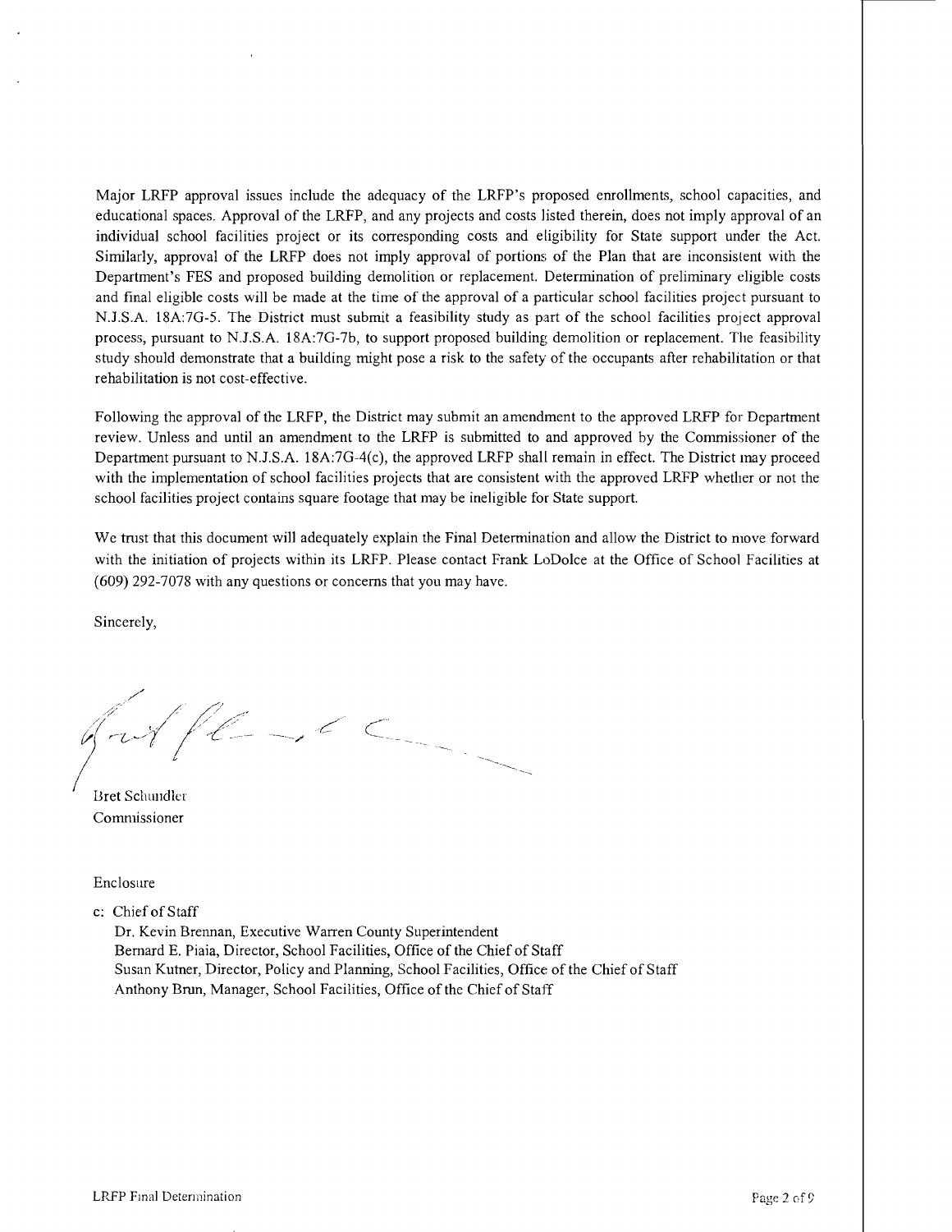Major LRFP approval issues include the adequacy of the LRFP's proposed enrollments, school capacities, and educational spaces. Approval of the LRFP, and any projects and costs listed therein, does not imply approval of an individual school facilities project or its corresponding costs and eligibility for State support under the Act. Similarly, approval of the LRFP does not imply approval of portions of the Plan that are inconsistent with the Department's FES and proposed building demolition or replacement. Determination of preliminary eligible costs and final eligible costs will be made at the time of the approval of a particular school facilities project pursuant to N.J.S.A. 18A:7G-5. The District must submit a feasibility study as part of the school facilities project approval process, pursuant to N.J.S.A. 18A:7G-7b, to support proposed building demolition or replacement. The feasibility study should demonstrate that a building might pose a risk to the safety of the occupants after rehabilitation or that rehabilitation is not cost-effective.

Following the approval of the LRFP, the District may submit an amendment to the approved LRFP for Department review. Unless and until an amendment to the LRFP is submitted to and approved by the Commissioner of the Department pursuant to N.J.S.A. 18A:7G-4(c), the approved LRFP shall remain in effect. The District may proceed with the implementation of school facilities projects that are consistent with the approved LRFP whether or not the school facilities project contains square footage that may be ineligible for State support.

We trust that this document will adequately explain the Final Determination and allow the District to move forward with the initiation of projects within its LRFP. Please contact Frank LoDolce at the Office of School Facilities at (609) 292-7078 with any questions or concerns that you may have.

Sincerely,

Bret Schundler
Commissioner

Enclosure

c: Chief of Staff
Dr. Kevin Brennan, Executive Warren County Superintendent
Bernard E. Piaia, Director, School Facilities, Office of the Chief of Staff
Susan Kutner, Director, Policy and Planning, School Facilities, Office of the Chief of Staff
Anthony Brun, Manager, School Facilities, Office of the Chief of Staff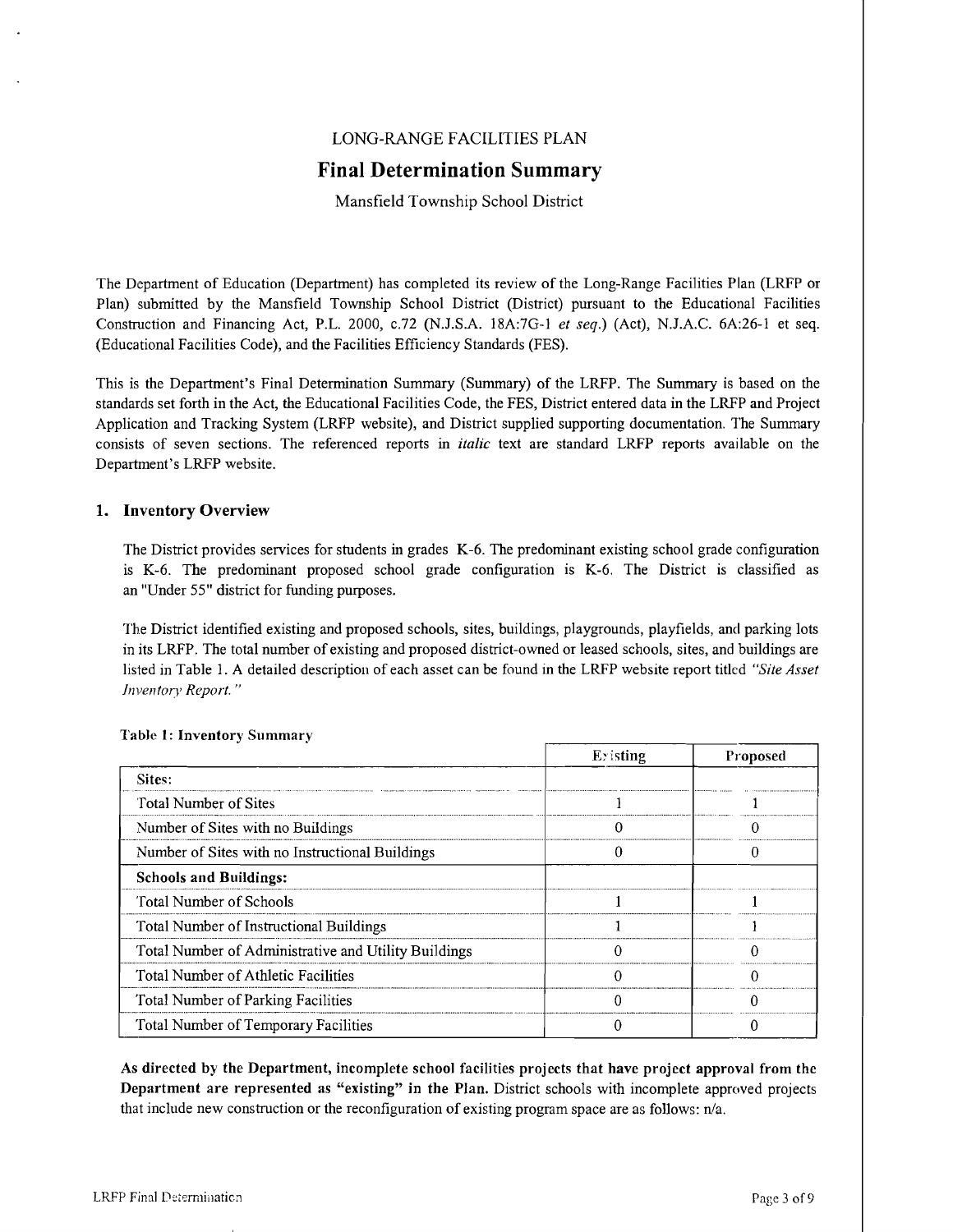LONG-RANGE FACILITIES PLAN

# Final Determination Summary

Mansfield Township School District

The Department of Education (Department) has completed its review of the Long-Range Facilities Plan (LRFP or Plan) submitted by the Mansfield Township School District (District) pursuant to the Educational Facilities Construction and Financing Act, P.L. 2000, c.72 (N.J.S.A. 18A:7G-1 *et seq.*) (Act), N.J.A.C. 6A:26-1 et seq. (Educational Facilities Code), and the Facilities Efficiency Standards (FES).

This is the Department's Final Determination Summary (Summary) of the LRFP. The Summary is based on the standards set forth in the Act, the Educational Facilities Code, the FES, District entered data in the LRFP and Project Application and Tracking System (LRFP website), and District supplied supporting documentation. The Summary consists of seven sections. The referenced reports in *italic* text are standard LRFP reports available on the Department's LRFP website.

## 1. Inventory Overview

The District provides services for students in grades K-6. The predominant existing school grade configuration is K-6. The predominant proposed school grade configuration is K-6. The District is classified as an "Under 55" district for funding purposes.

The District identified existing and proposed schools, sites, buildings, playgrounds, playfields, and parking lots in its LRFP. The total number of existing and proposed district-owned or leased schools, sites, and buildings are listed in Table 1. A detailed description of each asset can be found in the LRFP website report titled *"Site Asset Inventory Report."*

**Table 1: Inventory Summary**

| | Existing | Proposed |
|---|---|---|
| Sites: | | |
| Total Number of Sites | 1 | 1 |
| Number of Sites with no Buildings | 0 | 0 |
| Number of Sites with no Instructional Buildings | 0 | 0 |
| **Schools and Buildings:** | | |
| Total Number of Schools | 1 | 1 |
| Total Number of Instructional Buildings | 1 | 1 |
| Total Number of Administrative and Utility Buildings | 0 | 0 |
| Total Number of Athletic Facilities | 0 | 0 |
| Total Number of Parking Facilities | 0 | 0 |
| Total Number of Temporary Facilities | 0 | 0 |

**As directed by the Department, incomplete school facilities projects that have project approval from the Department are represented as "existing" in the Plan.** District schools with incomplete approved projects that include new construction or the reconfiguration of existing program space are as follows: n/a.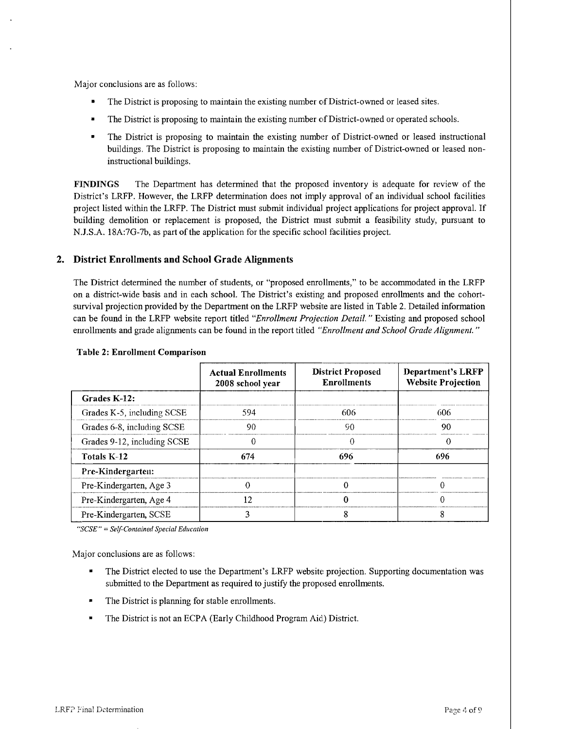Major conclusions are as follows:

- The District is proposing to maintain the existing number of District-owned or leased sites.
- The District is proposing to maintain the existing number of District-owned or operated schools.
- The District is proposing to maintain the existing number of District-owned or leased instructional buildings. The District is proposing to maintain the existing number of District-owned or leased non-instructional buildings.

**FINDINGS** The Department has determined that the proposed inventory is adequate for review of the District's LRFP. However, the LRFP determination does not imply approval of an individual school facilities project listed within the LRFP. The District must submit individual project applications for project approval. If building demolition or replacement is proposed, the District must submit a feasibility study, pursuant to N.J.S.A. 18A:7G-7b, as part of the application for the specific school facilities project.

## 2. District Enrollments and School Grade Alignments

The District determined the number of students, or "proposed enrollments," to be accommodated in the LRFP on a district-wide basis and in each school. The District's existing and proposed enrollments and the cohort-survival projection provided by the Department on the LRFP website are listed in Table 2. Detailed information can be found in the LRFP website report titled *"Enrollment Projection Detail."* Existing and proposed school enrollments and grade alignments can be found in the report titled *"Enrollment and School Grade Alignment."*

**Table 2: Enrollment Comparison**

| | Actual Enrollments 2008 school year | District Proposed Enrollments | Department's LRFP Website Projection |
|---|---|---|---|
| **Grades K-12:** | | | |
| Grades K-5, including SCSE | 594 | 606 | 606 |
| Grades 6-8, including SCSE | 90 | 90 | 90 |
| Grades 9-12, including SCSE | 0 | 0 | 0 |
| **Totals K-12** | **674** | **696** | **696** |
| **Pre-Kindergarten:** | | | |
| Pre-Kindergarten, Age 3 | 0 | 0 | 0 |
| Pre-Kindergarten, Age 4 | 12 | 0 | 0 |
| Pre-Kindergarten, SCSE | 3 | 8 | 8 |

*"SCSE" = Self-Contained Special Education*

Major conclusions are as follows:

- The District elected to use the Department's LRFP website projection. Supporting documentation was submitted to the Department as required to justify the proposed enrollments.
- The District is planning for stable enrollments.
- The District is not an ECPA (Early Childhood Program Aid) District.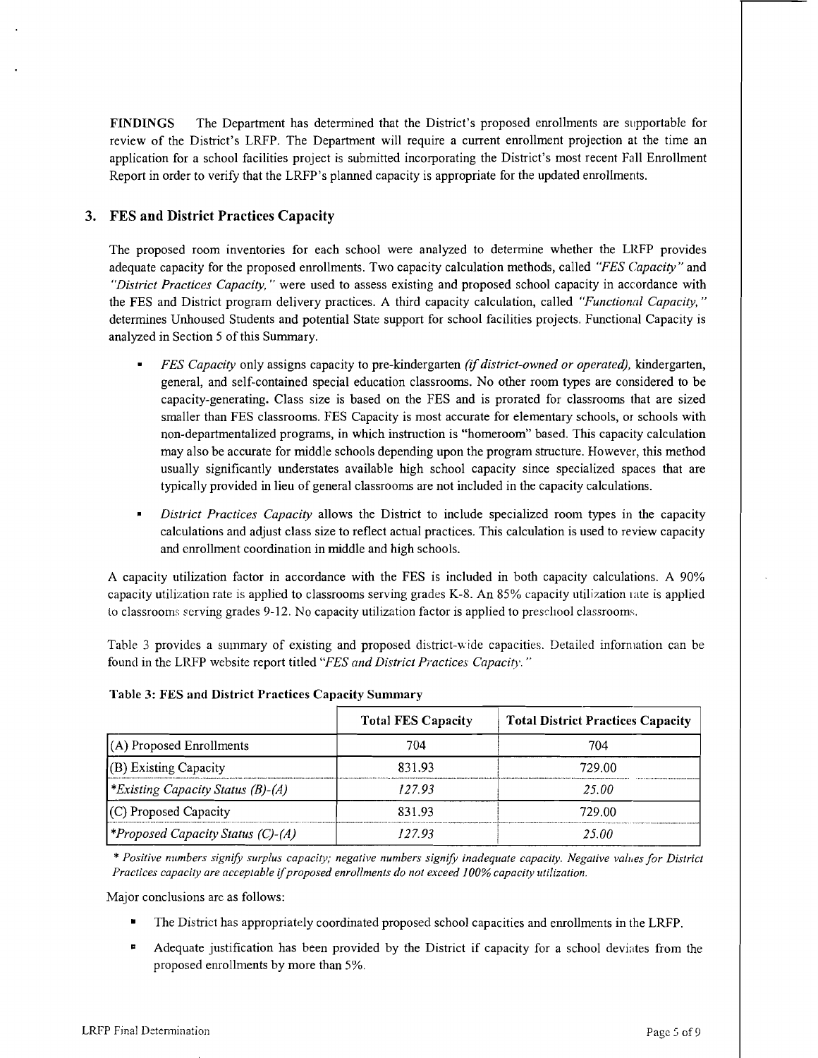**FINDINGS** The Department has determined that the District's proposed enrollments are supportable for review of the District's LRFP. The Department will require a current enrollment projection at the time an application for a school facilities project is submitted incorporating the District's most recent Fall Enrollment Report in order to verify that the LRFP's planned capacity is appropriate for the updated enrollments.

## 3. FES and District Practices Capacity

The proposed room inventories for each school were analyzed to determine whether the LRFP provides adequate capacity for the proposed enrollments. Two capacity calculation methods, called *"FES Capacity"* and *"District Practices Capacity,"* were used to assess existing and proposed school capacity in accordance with the FES and District program delivery practices. A third capacity calculation, called *"Functional Capacity,"* determines Unhoused Students and potential State support for school facilities projects. Functional Capacity is analyzed in Section 5 of this Summary.

- *FES Capacity* only assigns capacity to pre-kindergarten *(if district-owned or operated),* kindergarten, general, and self-contained special education classrooms. No other room types are considered to be capacity-generating. Class size is based on the FES and is prorated for classrooms that are sized smaller than FES classrooms. FES Capacity is most accurate for elementary schools, or schools with non-departmentalized programs, in which instruction is "homeroom" based. This capacity calculation may also be accurate for middle schools depending upon the program structure. However, this method usually significantly understates available high school capacity since specialized spaces that are typically provided in lieu of general classrooms are not included in the capacity calculations.
- *District Practices Capacity* allows the District to include specialized room types in the capacity calculations and adjust class size to reflect actual practices. This calculation is used to review capacity and enrollment coordination in middle and high schools.

A capacity utilization factor in accordance with the FES is included in both capacity calculations. A 90% capacity utilization rate is applied to classrooms serving grades K-8. An 85% capacity utilization rate is applied to classrooms serving grades 9-12. No capacity utilization factor is applied to preschool classrooms.

Table 3 provides a summary of existing and proposed district-wide capacities. Detailed information can be found in the LRFP website report titled *"FES and District Practices Capacity."*

**Table 3: FES and District Practices Capacity Summary**

| | Total FES Capacity | Total District Practices Capacity |
|---|---|---|
| (A) Proposed Enrollments | 704 | 704 |
| (B) Existing Capacity | 831.93 | 729.00 |
| *\*Existing Capacity Status (B)-(A)* | *127.93* | *25.00* |
| (C) Proposed Capacity | 831.93 | 729.00 |
| *\*Proposed Capacity Status (C)-(A)* | *127.93* | *25.00* |

*\* Positive numbers signify surplus capacity; negative numbers signify inadequate capacity. Negative values for District Practices capacity are acceptable if proposed enrollments do not exceed 100% capacity utilization.*

Major conclusions are as follows:

- The District has appropriately coordinated proposed school capacities and enrollments in the LRFP.
- Adequate justification has been provided by the District if capacity for a school deviates from the proposed enrollments by more than 5%.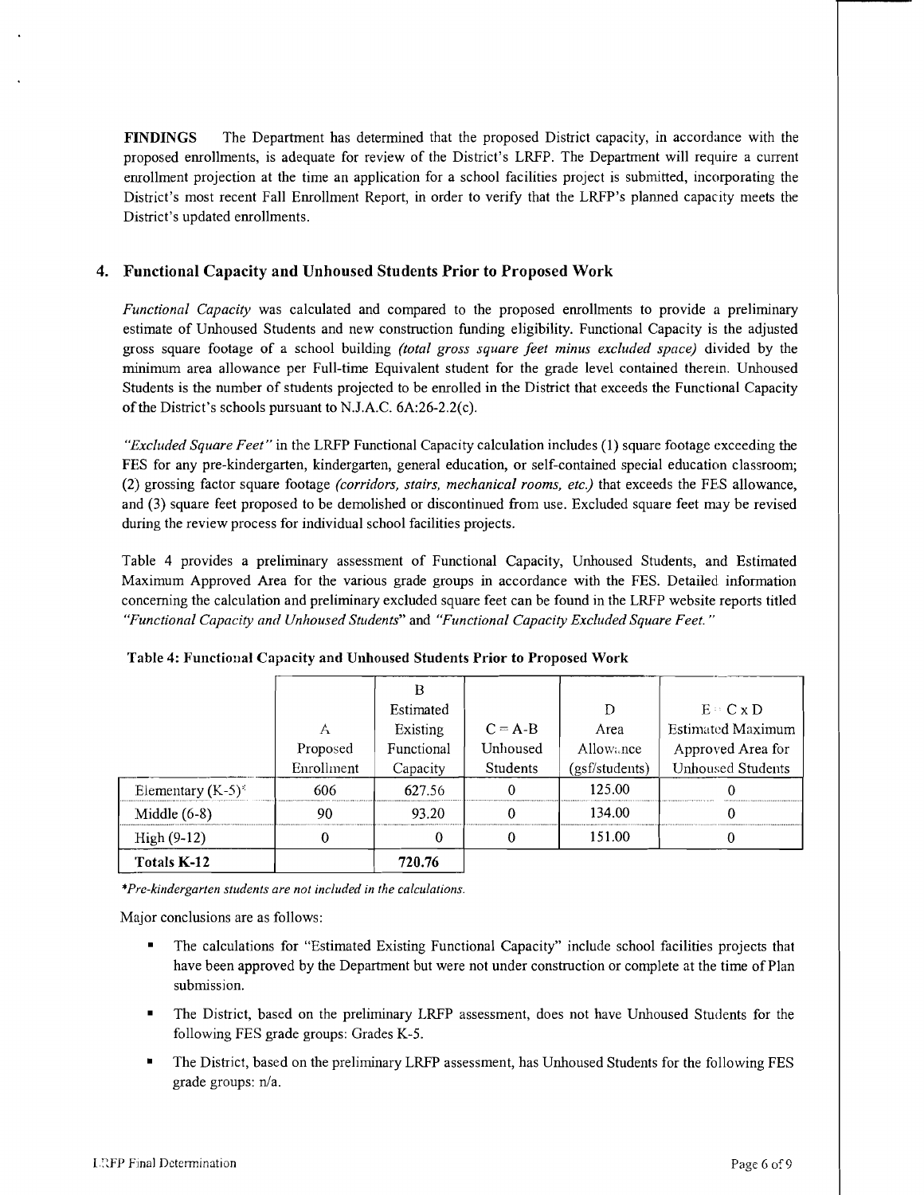**FINDINGS** The Department has determined that the proposed District capacity, in accordance with the proposed enrollments, is adequate for review of the District's LRFP. The Department will require a current enrollment projection at the time an application for a school facilities project is submitted, incorporating the District's most recent Fall Enrollment Report, in order to verify that the LRFP's planned capacity meets the District's updated enrollments.

## 4. Functional Capacity and Unhoused Students Prior to Proposed Work

*Functional Capacity* was calculated and compared to the proposed enrollments to provide a preliminary estimate of Unhoused Students and new construction funding eligibility. Functional Capacity is the adjusted gross square footage of a school building *(total gross square feet minus excluded space)* divided by the minimum area allowance per Full-time Equivalent student for the grade level contained therein. Unhoused Students is the number of students projected to be enrolled in the District that exceeds the Functional Capacity of the District's schools pursuant to N.J.A.C. 6A:26-2.2(c).

*"Excluded Square Feet"* in the LRFP Functional Capacity calculation includes (1) square footage exceeding the FES for any pre-kindergarten, kindergarten, general education, or self-contained special education classroom; (2) grossing factor square footage *(corridors, stairs, mechanical rooms, etc.)* that exceeds the FES allowance, and (3) square feet proposed to be demolished or discontinued from use. Excluded square feet may be revised during the review process for individual school facilities projects.

Table 4 provides a preliminary assessment of Functional Capacity, Unhoused Students, and Estimated Maximum Approved Area for the various grade groups in accordance with the FES. Detailed information concerning the calculation and preliminary excluded square feet can be found in the LRFP website reports titled *"Functional Capacity and Unhoused Students"* and *"Functional Capacity Excluded Square Feet."*

**Table 4: Functional Capacity and Unhoused Students Prior to Proposed Work**

| | A Proposed Enrollment | B Estimated Existing Functional Capacity | C = A-B Unhoused Students | D Area Allowance (gsf/students) | E = C x D Estimated Maximum Approved Area for Unhoused Students |
|---|---|---|---|---|---|
| Elementary (K-5)* | 606 | 627.56 | 0 | 125.00 | 0 |
| Middle (6-8) | 90 | 93.20 | 0 | 134.00 | 0 |
| High (9-12) | 0 | 0 | 0 | 151.00 | 0 |
| **Totals K-12** | | **720.76** | | | |

*\*Pre-kindergarten students are not included in the calculations.*

Major conclusions are as follows:

- The calculations for "Estimated Existing Functional Capacity" include school facilities projects that have been approved by the Department but were not under construction or complete at the time of Plan submission.
- The District, based on the preliminary LRFP assessment, does not have Unhoused Students for the following FES grade groups: Grades K-5.
- The District, based on the preliminary LRFP assessment, has Unhoused Students for the following FES grade groups: n/a.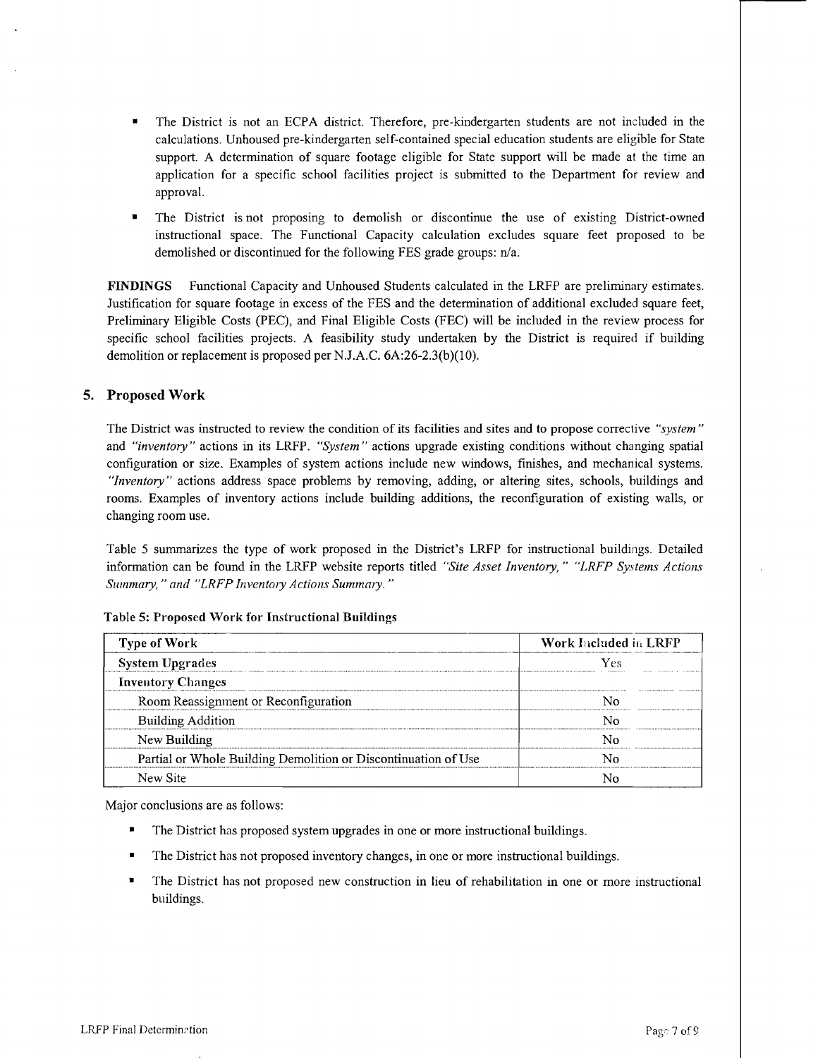- The District is not an ECPA district. Therefore, pre-kindergarten students are not included in the calculations. Unhoused pre-kindergarten self-contained special education students are eligible for State support. A determination of square footage eligible for State support will be made at the time an application for a specific school facilities project is submitted to the Department for review and approval.
- The District is not proposing to demolish or discontinue the use of existing District-owned instructional space. The Functional Capacity calculation excludes square feet proposed to be demolished or discontinued for the following FES grade groups: n/a.

**FINDINGS** Functional Capacity and Unhoused Students calculated in the LRFP are preliminary estimates. Justification for square footage in excess of the FES and the determination of additional excluded square feet, Preliminary Eligible Costs (PEC), and Final Eligible Costs (FEC) will be included in the review process for specific school facilities projects. A feasibility study undertaken by the District is required if building demolition or replacement is proposed per N.J.A.C. 6A:26-2.3(b)(10).

## 5. Proposed Work

The District was instructed to review the condition of its facilities and sites and to propose corrective *"system"* and *"inventory"* actions in its LRFP. *"System"* actions upgrade existing conditions without changing spatial configuration or size. Examples of system actions include new windows, finishes, and mechanical systems. *"Inventory"* actions address space problems by removing, adding, or altering sites, schools, buildings and rooms. Examples of inventory actions include building additions, the reconfiguration of existing walls, or changing room use.

Table 5 summarizes the type of work proposed in the District's LRFP for instructional buildings. Detailed information can be found in the LRFP website reports titled *"Site Asset Inventory," "LRFP Systems Actions Summary," and "LRFP Inventory Actions Summary."*

**Table 5: Proposed Work for Instructional Buildings**

| Type of Work | Work Included in LRFP |
|---|---|
| System Upgrades | Yes |
| Inventory Changes | |
| Room Reassignment or Reconfiguration | No |
| Building Addition | No |
| New Building | No |
| Partial or Whole Building Demolition or Discontinuation of Use | No |
| New Site | No |

Major conclusions are as follows:

- The District has proposed system upgrades in one or more instructional buildings.
- The District has not proposed inventory changes, in one or more instructional buildings.
- The District has not proposed new construction in lieu of rehabilitation in one or more instructional buildings.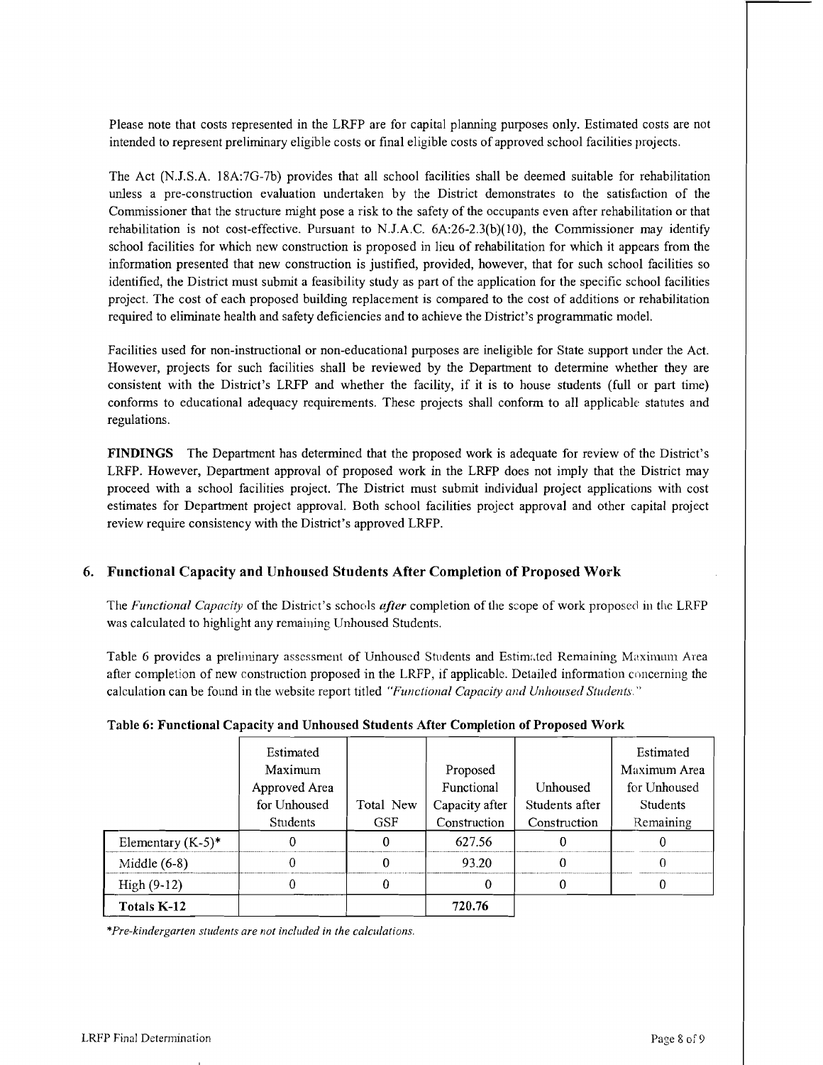Please note that costs represented in the LRFP are for capital planning purposes only. Estimated costs are not intended to represent preliminary eligible costs or final eligible costs of approved school facilities projects.

The Act (N.J.S.A. 18A:7G-7b) provides that all school facilities shall be deemed suitable for rehabilitation unless a pre-construction evaluation undertaken by the District demonstrates to the satisfaction of the Commissioner that the structure might pose a risk to the safety of the occupants even after rehabilitation or that rehabilitation is not cost-effective. Pursuant to N.J.A.C. 6A:26-2.3(b)(10), the Commissioner may identify school facilities for which new construction is proposed in lieu of rehabilitation for which it appears from the information presented that new construction is justified, provided, however, that for such school facilities so identified, the District must submit a feasibility study as part of the application for the specific school facilities project. The cost of each proposed building replacement is compared to the cost of additions or rehabilitation required to eliminate health and safety deficiencies and to achieve the District's programmatic model.

Facilities used for non-instructional or non-educational purposes are ineligible for State support under the Act. However, projects for such facilities shall be reviewed by the Department to determine whether they are consistent with the District's LRFP and whether the facility, if it is to house students (full or part time) conforms to educational adequacy requirements. These projects shall conform to all applicable statutes and regulations.

**FINDINGS** The Department has determined that the proposed work is adequate for review of the District's LRFP. However, Department approval of proposed work in the LRFP does not imply that the District may proceed with a school facilities project. The District must submit individual project applications with cost estimates for Department project approval. Both school facilities project approval and other capital project review require consistency with the District's approved LRFP.

## 6. Functional Capacity and Unhoused Students After Completion of Proposed Work

The *Functional Capacity* of the District's schools ***after*** completion of the scope of work proposed in the LRFP was calculated to highlight any remaining Unhoused Students.

Table 6 provides a preliminary assessment of Unhoused Students and Estimated Remaining Maximum Area after completion of new construction proposed in the LRFP, if applicable. Detailed information concerning the calculation can be found in the website report titled *"Functional Capacity and Unhoused Students."*

**Table 6: Functional Capacity and Unhoused Students After Completion of Proposed Work**

| | Estimated Maximum Approved Area for Unhoused Students | Total New GSF | Proposed Functional Capacity after Construction | Unhoused Students after Construction | Estimated Maximum Area for Unhoused Students Remaining |
|---|---|---|---|---|---|
| Elementary (K-5)* | 0 | 0 | 627.56 | 0 | 0 |
| Middle (6-8) | 0 | 0 | 93.20 | 0 | 0 |
| High (9-12) | 0 | 0 | 0 | 0 | 0 |
| **Totals K-12** | | | **720.76** | | |

*\*Pre-kindergarten students are not included in the calculations.*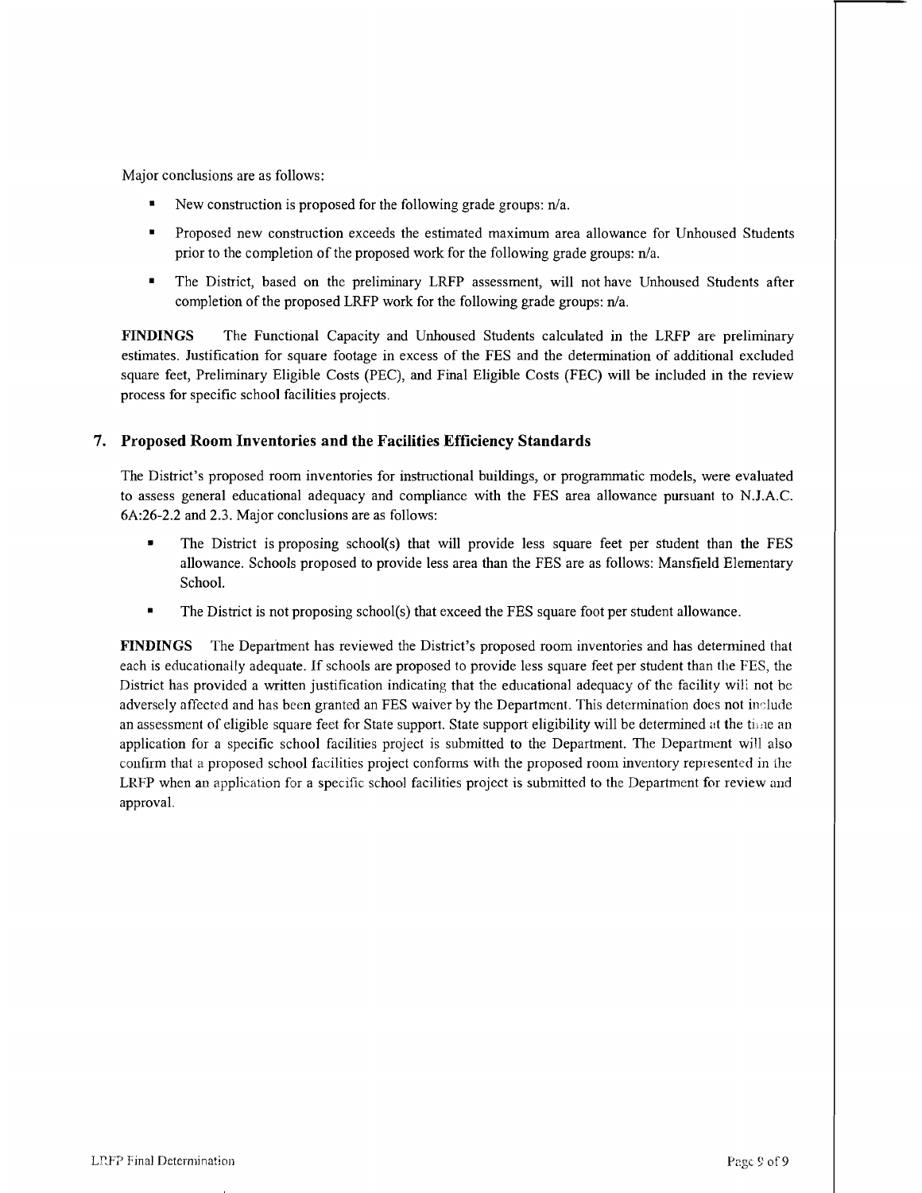Major conclusions are as follows:

- New construction is proposed for the following grade groups: n/a.
- Proposed new construction exceeds the estimated maximum area allowance for Unhoused Students prior to the completion of the proposed work for the following grade groups: n/a.
- The District, based on the preliminary LRFP assessment, will not have Unhoused Students after completion of the proposed LRFP work for the following grade groups: n/a.

**FINDINGS** The Functional Capacity and Unhoused Students calculated in the LRFP are preliminary estimates. Justification for square footage in excess of the FES and the determination of additional excluded square feet, Preliminary Eligible Costs (PEC), and Final Eligible Costs (FEC) will be included in the review process for specific school facilities projects.

## 7. Proposed Room Inventories and the Facilities Efficiency Standards

The District's proposed room inventories for instructional buildings, or programmatic models, were evaluated to assess general educational adequacy and compliance with the FES area allowance pursuant to N.J.A.C. 6A:26-2.2 and 2.3. Major conclusions are as follows:

- The District is proposing school(s) that will provide less square feet per student than the FES allowance. Schools proposed to provide less area than the FES are as follows: Mansfield Elementary School.
- The District is not proposing school(s) that exceed the FES square foot per student allowance.

**FINDINGS** The Department has reviewed the District's proposed room inventories and has determined that each is educationally adequate. If schools are proposed to provide less square feet per student than the FES, the District has provided a written justification indicating that the educational adequacy of the facility will not be adversely affected and has been granted an FES waiver by the Department. This determination does not include an assessment of eligible square feet for State support. State support eligibility will be determined at the time an application for a specific school facilities project is submitted to the Department. The Department will also confirm that a proposed school facilities project conforms with the proposed room inventory represented in the LRFP when an application for a specific school facilities project is submitted to the Department for review and approval.